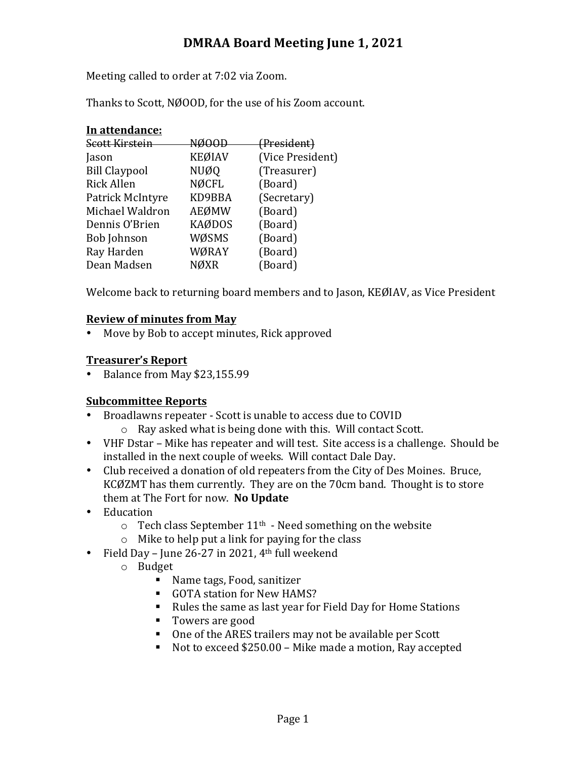# DMRAA Board Meeting June 1, 2021

Meeting called to order at 7:02 via Zoom.

Thanks to Scott, NØOOD, for the use of his Zoom account.

**In attendance:**

| | | |
|---|---|---|
| ~~Scott Kirstein~~ | ~~NØOOD~~ | ~~(President)~~ |
| Jason | KEØIAV | (Vice President) |
| Bill Claypool | NUØQ | (Treasurer) |
| Rick Allen | NØCFL | (Board) |
| Patrick McIntyre | KD9BBA | (Secretary) |
| Michael Waldron | AEØMW | (Board) |
| Dennis O'Brien | KAØDOS | (Board) |
| Bob Johnson | WØSMS | (Board) |
| Ray Harden | WØRAY | (Board) |
| Dean Madsen | NØXR | (Board) |

Welcome back to returning board members and to Jason, KEØIAV, as Vice President

**Review of minutes from May**

- Move by Bob to accept minutes, Rick approved

**Treasurer's Report**

- Balance from May $23,155.99

**Subcommittee Reports**

- Broadlawns repeater - Scott is unable to access due to COVID
  - Ray asked what is being done with this. Will contact Scott.
- VHF Dstar – Mike has repeater and will test. Site access is a challenge. Should be installed in the next couple of weeks. Will contact Dale Day.
- Club received a donation of old repeaters from the City of Des Moines. Bruce, KCØZMT has them currently. They are on the 70cm band. Thought is to store them at The Fort for now. **No Update**
- Education
  - Tech class September 11th - Need something on the website
  - Mike to help put a link for paying for the class
- Field Day – June 26-27 in 2021, 4th full weekend
  - Budget
    - Name tags, Food, sanitizer
    - GOTA station for New HAMS?
    - Rules the same as last year for Field Day for Home Stations
    - Towers are good
    - One of the ARES trailers may not be available per Scott
    - Not to exceed $250.00 – Mike made a motion, Ray accepted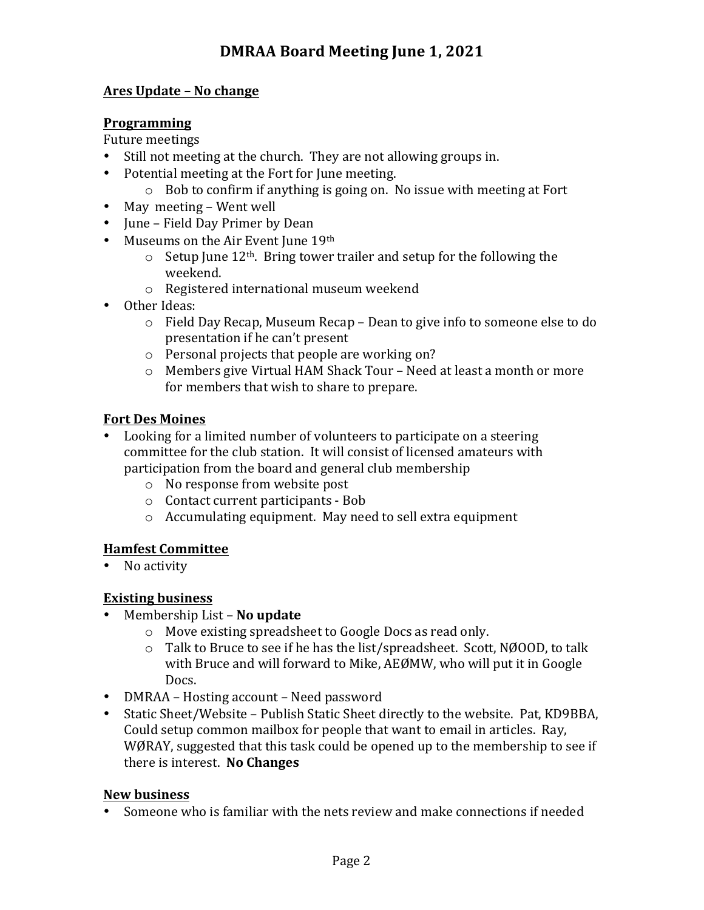# DMRAA Board Meeting June 1, 2021

**Ares Update – No change**

**Programming**

Future meetings

- Still not meeting at the church. They are not allowing groups in.
- Potential meeting at the Fort for June meeting.
  - Bob to confirm if anything is going on. No issue with meeting at Fort
- May meeting – Went well
- June – Field Day Primer by Dean
- Museums on the Air Event June 19th
  - Setup June 12th. Bring tower trailer and setup for the following the weekend.
  - Registered international museum weekend
- Other Ideas:
  - Field Day Recap, Museum Recap – Dean to give info to someone else to do presentation if he can't present
  - Personal projects that people are working on?
  - Members give Virtual HAM Shack Tour – Need at least a month or more for members that wish to share to prepare.

**Fort Des Moines**

- Looking for a limited number of volunteers to participate on a steering committee for the club station. It will consist of licensed amateurs with participation from the board and general club membership
  - No response from website post
  - Contact current participants - Bob
  - Accumulating equipment. May need to sell extra equipment

**Hamfest Committee**

- No activity

**Existing business**

- Membership List – **No update**
  - Move existing spreadsheet to Google Docs as read only.
  - Talk to Bruce to see if he has the list/spreadsheet. Scott, NØOOD, to talk with Bruce and will forward to Mike, AEØMW, who will put it in Google Docs.
- DMRAA – Hosting account – Need password
- Static Sheet/Website – Publish Static Sheet directly to the website. Pat, KD9BBA, Could setup common mailbox for people that want to email in articles. Ray, WØRAY, suggested that this task could be opened up to the membership to see if there is interest. **No Changes**

**New business**

- Someone who is familiar with the nets review and make connections if needed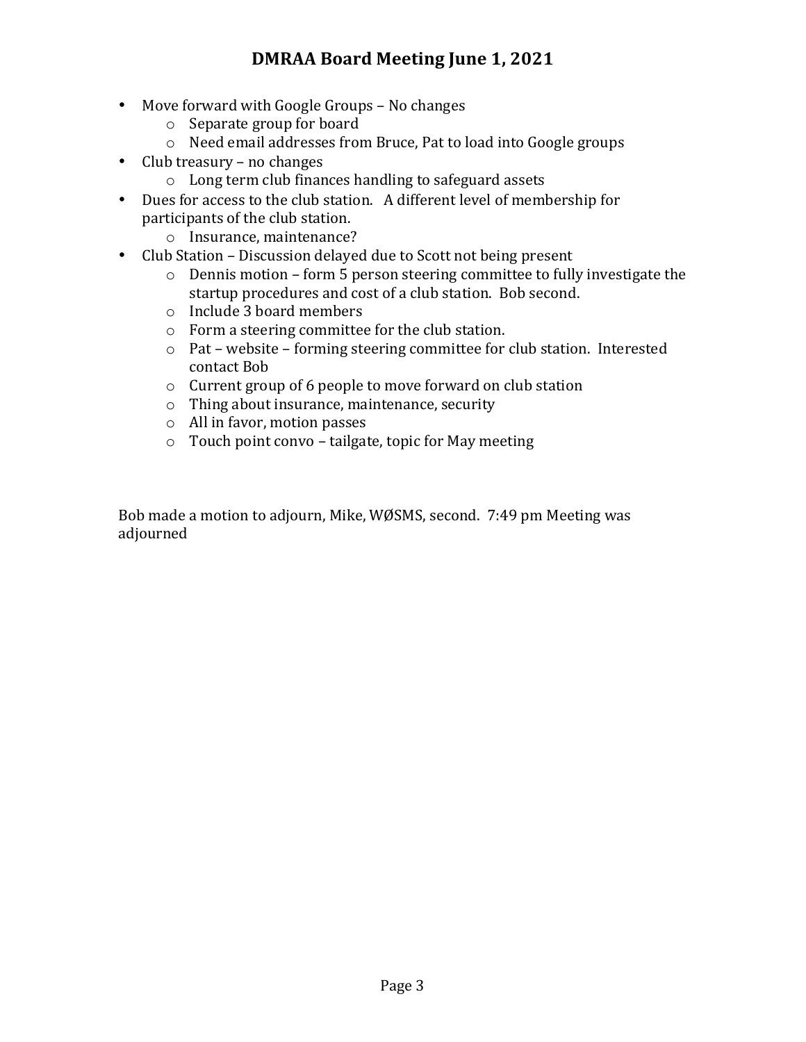- Move forward with Google Groups – No changes
  - Separate group for board
  - Need email addresses from Bruce, Pat to load into Google groups
- Club treasury – no changes
  - Long term club finances handling to safeguard assets
- Dues for access to the club station. A different level of membership for participants of the club station.
  - Insurance, maintenance?
- Club Station – Discussion delayed due to Scott not being present
  - Dennis motion – form 5 person steering committee to fully investigate the startup procedures and cost of a club station. Bob second.
  - Include 3 board members
  - Form a steering committee for the club station.
  - Pat – website – forming steering committee for club station. Interested contact Bob
  - Current group of 6 people to move forward on club station
  - Thing about insurance, maintenance, security
  - All in favor, motion passes
  - Touch point convo – tailgate, topic for May meeting

Bob made a motion to adjourn, Mike, WØSMS, second. 7:49 pm Meeting was adjourned